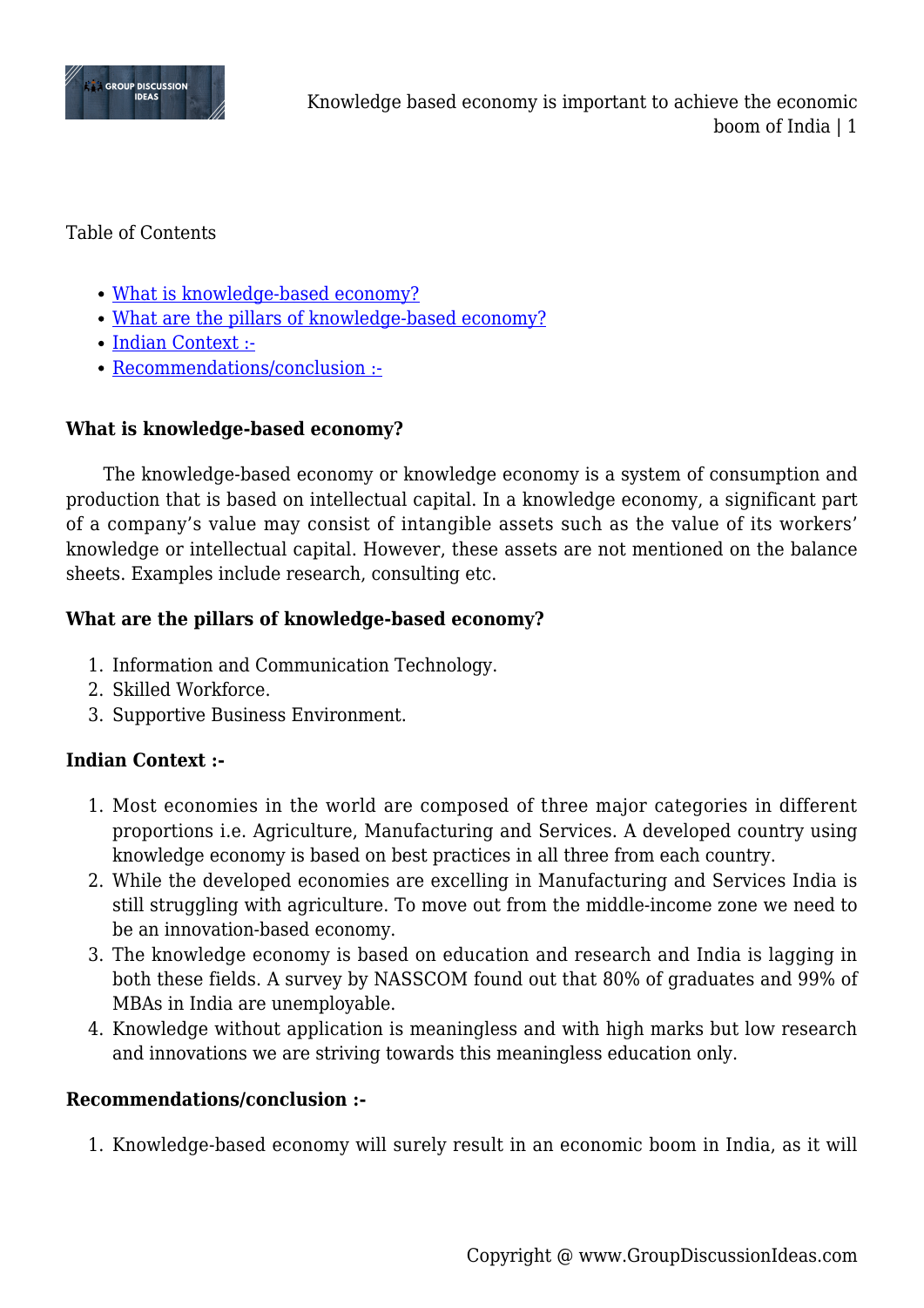Table of Contents

- [What is knowledge-based economy?](#)
- [What are the pillars of knowledge-based economy?](#)
- [Indian Context :-](#)
- [Recommendations/conclusion :-](#)

**What is knowledge-based economy?**

The knowledge-based economy or knowledge economy is a system of consumption and production that is based on intellectual capital. In a knowledge economy, a significant part of a company's value may consist of intangible assets such as the value of its workers' knowledge or intellectual capital. However, these assets are not mentioned on the balance sheets. Examples include research, consulting etc.

**What are the pillars of knowledge-based economy?**

1. Information and Communication Technology.
2. Skilled Workforce.
3. Supportive Business Environment.

**Indian Context :-**

1. Most economies in the world are composed of three major categories in different proportions i.e. Agriculture, Manufacturing and Services. A developed country using knowledge economy is based on best practices in all three from each country.
2. While the developed economies are excelling in Manufacturing and Services India is still struggling with agriculture. To move out from the middle-income zone we need to be an innovation-based economy.
3. The knowledge economy is based on education and research and India is lagging in both these fields. A survey by NASSCOM found out that 80% of graduates and 99% of MBAs in India are unemployable.
4. Knowledge without application is meaningless and with high marks but low research and innovations we are striving towards this meaningless education only.

**Recommendations/conclusion :-**

1. Knowledge-based economy will surely result in an economic boom in India, as it will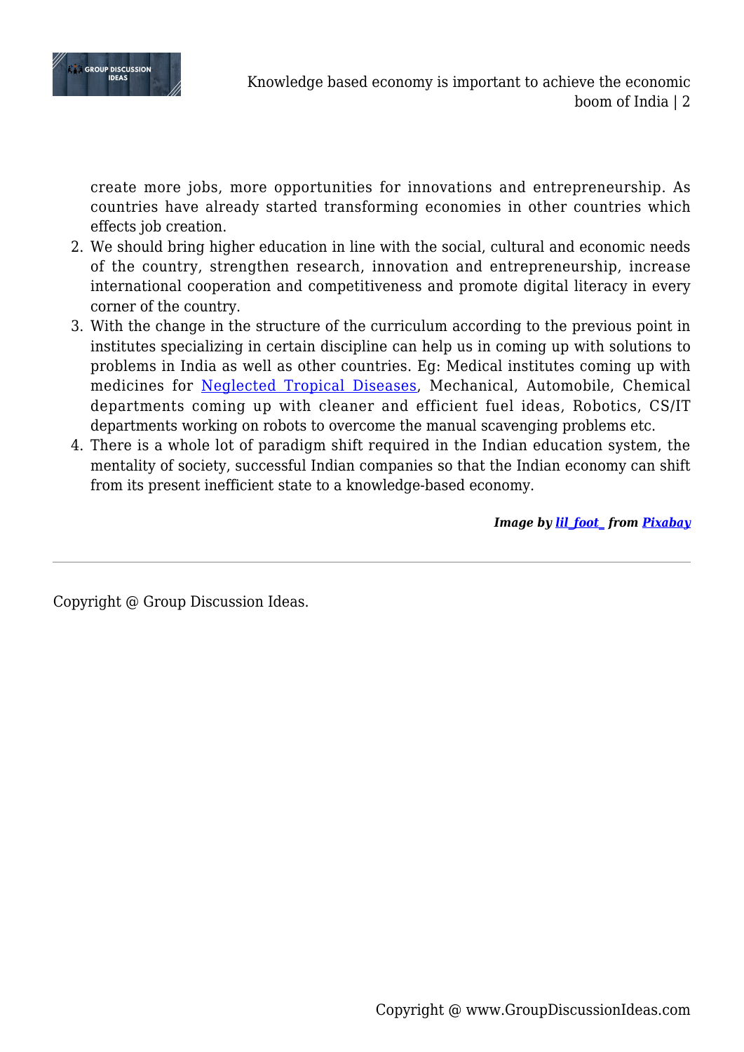create more jobs, more opportunities for innovations and entrepreneurship. As countries have already started transforming economies in other countries which effects job creation.

2. We should bring higher education in line with the social, cultural and economic needs of the country, strengthen research, innovation and entrepreneurship, increase international cooperation and competitiveness and promote digital literacy in every corner of the country.
3. With the change in the structure of the curriculum according to the previous point in institutes specializing in certain discipline can help us in coming up with solutions to problems in India as well as other countries. Eg: Medical institutes coming up with medicines for Neglected Tropical Diseases, Mechanical, Automobile, Chemical departments coming up with cleaner and efficient fuel ideas, Robotics, CS/IT departments working on robots to overcome the manual scavenging problems etc.
4. There is a whole lot of paradigm shift required in the Indian education system, the mentality of society, successful Indian companies so that the Indian economy can shift from its present inefficient state to a knowledge-based economy.

***Image by lil_foot_ from Pixabay***

---

Copyright @ Group Discussion Ideas.